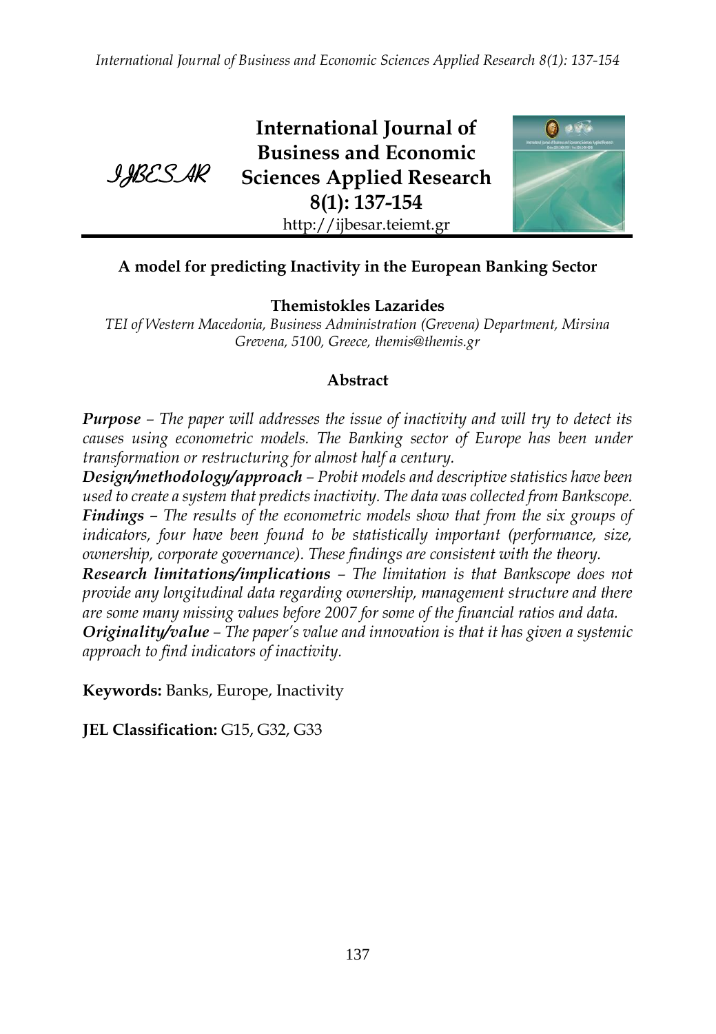# A model for predicting Inactivity in the European Banking Sector

**Themistokles Lazarides**

*TEI of Western Macedonia, Business Administration (Grevena) Department, Mirsina Grevena, 5100, Greece, themis@themis.gr*

## Abstract

***Purpose*** *– The paper will addresses the issue of inactivity and will try to detect its causes using econometric models. The Banking sector of Europe has been under transformation or restructuring for almost half a century.*

***Design/methodology/approach*** *– Probit models and descriptive statistics have been used to create a system that predicts inactivity. The data was collected from Bankscope.*

***Findings*** *– The results of the econometric models show that from the six groups of indicators, four have been found to be statistically important (performance, size, ownership, corporate governance). These findings are consistent with the theory.*

***Research limitations/implications*** *– The limitation is that Bankscope does not provide any longitudinal data regarding ownership, management structure and there are some many missing values before 2007 for some of the financial ratios and data.*

***Originality/value*** *– The paper's value and innovation is that it has given a systemic approach to find indicators of inactivity.*

**Keywords:** Banks, Europe, Inactivity

**JEL Classification:** G15, G32, G33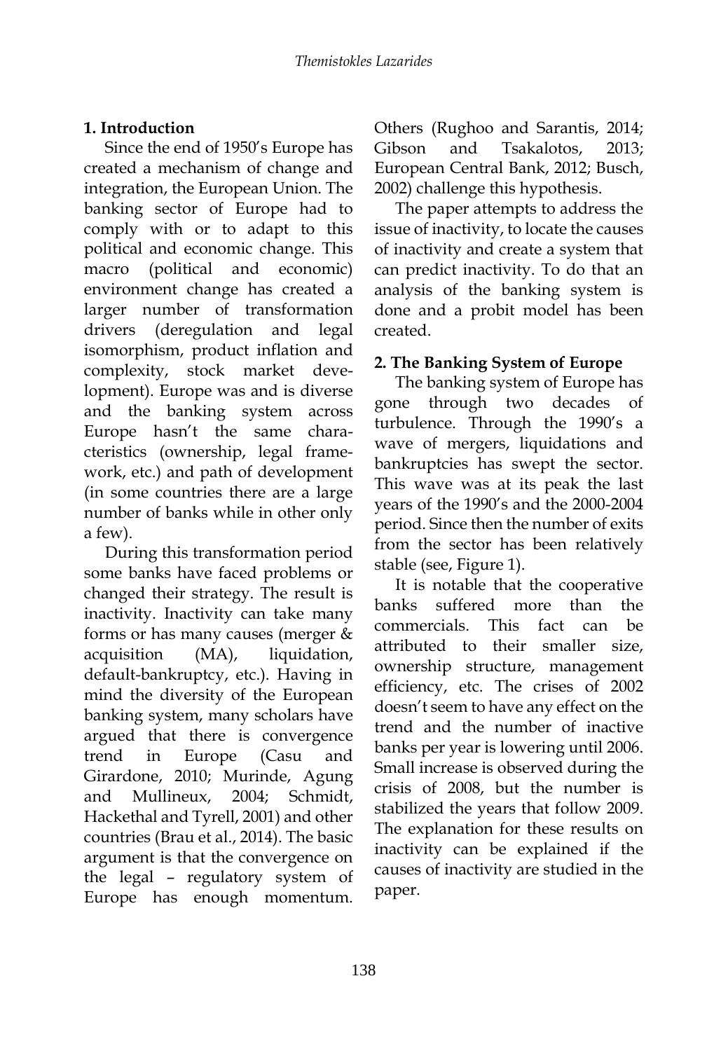## 1. Introduction

Since the end of 1950's Europe has created a mechanism of change and integration, the European Union. The banking sector of Europe had to comply with or to adapt to this political and economic change. This macro (political and economic) environment change has created a larger number of transformation drivers (deregulation and legal isomorphism, product inflation and complexity, stock market development). Europe was and is diverse and the banking system across Europe hasn't the same characteristics (ownership, legal framework, etc.) and path of development (in some countries there are a large number of banks while in other only a few).

During this transformation period some banks have faced problems or changed their strategy. The result is inactivity. Inactivity can take many forms or has many causes (merger & acquisition (MA), liquidation, default-bankruptcy, etc.). Having in mind the diversity of the European banking system, many scholars have argued that there is convergence trend in Europe (Casu and Girardone, 2010; Murinde, Agung and Mullineux, 2004; Schmidt, Hackethal and Tyrell, 2001) and other countries (Brau et al., 2014). The basic argument is that the convergence on the legal – regulatory system of Europe has enough momentum. Others (Rughoo and Sarantis, 2014; Gibson and Tsakalotos, 2013; European Central Bank, 2012; Busch, 2002) challenge this hypothesis.

The paper attempts to address the issue of inactivity, to locate the causes of inactivity and create a system that can predict inactivity. To do that an analysis of the banking system is done and a probit model has been created.

## 2. The Banking System of Europe

The banking system of Europe has gone through two decades of turbulence. Through the 1990's a wave of mergers, liquidations and bankruptcies has swept the sector. This wave was at its peak the last years of the 1990's and the 2000-2004 period. Since then the number of exits from the sector has been relatively stable (see, Figure 1).

It is notable that the cooperative banks suffered more than the commercials. This fact can be attributed to their smaller size, ownership structure, management efficiency, etc. The crises of 2002 doesn't seem to have any effect on the trend and the number of inactive banks per year is lowering until 2006. Small increase is observed during the crisis of 2008, but the number is stabilized the years that follow 2009. The explanation for these results on inactivity can be explained if the causes of inactivity are studied in the paper.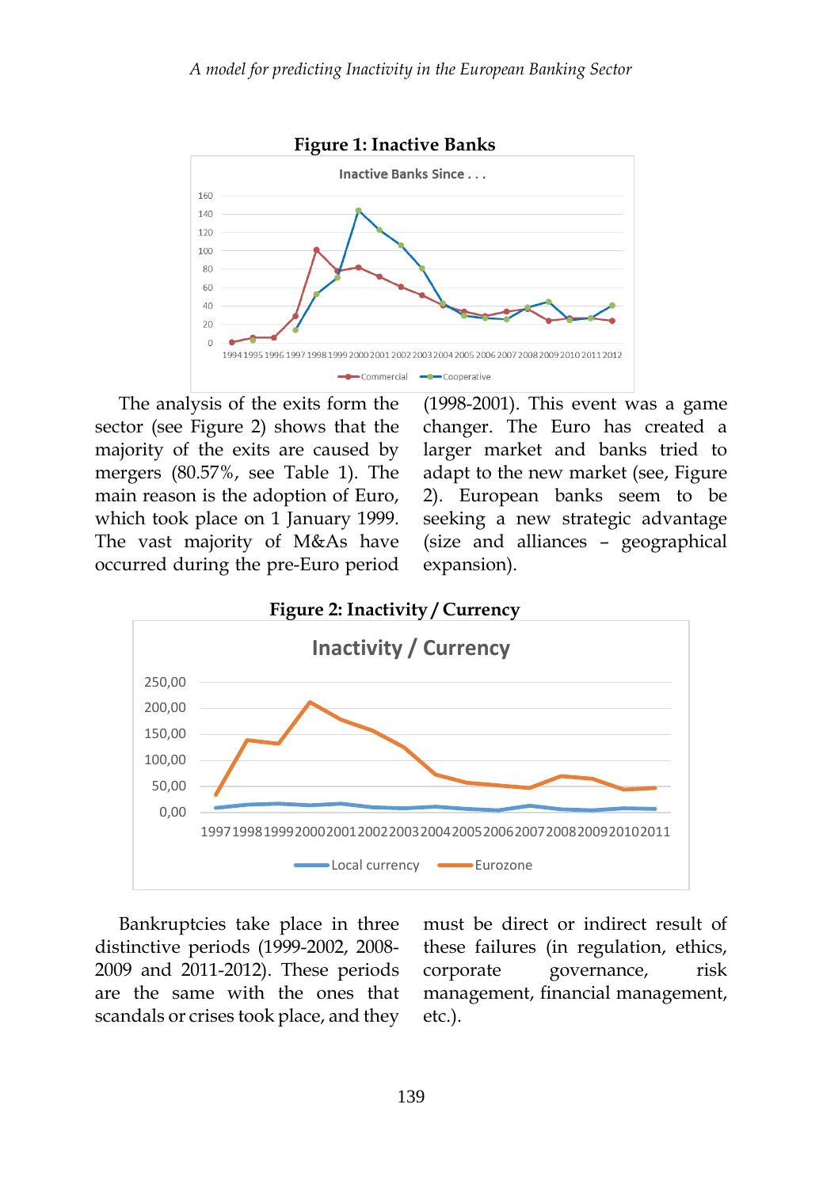**Figure 1: Inactive Banks**

The analysis of the exits form the sector (see Figure 2) shows that the majority of the exits are caused by mergers (80.57%, see Table 1). The main reason is the adoption of Euro, which took place on 1 January 1999. The vast majority of M&As have occurred during the pre-Euro period (1998-2001). This event was a game changer. The Euro has created a larger market and banks tried to adapt to the new market (see, Figure 2). European banks seem to be seeking a new strategic advantage (size and alliances – geographical expansion).

**Figure 2: Inactivity / Currency**

Bankruptcies take place in three distinctive periods (1999-2002, 2008-2009 and 2011-2012). These periods are the same with the ones that scandals or crises took place, and they must be direct or indirect result of these failures (in regulation, ethics, corporate governance, risk management, financial management, etc.).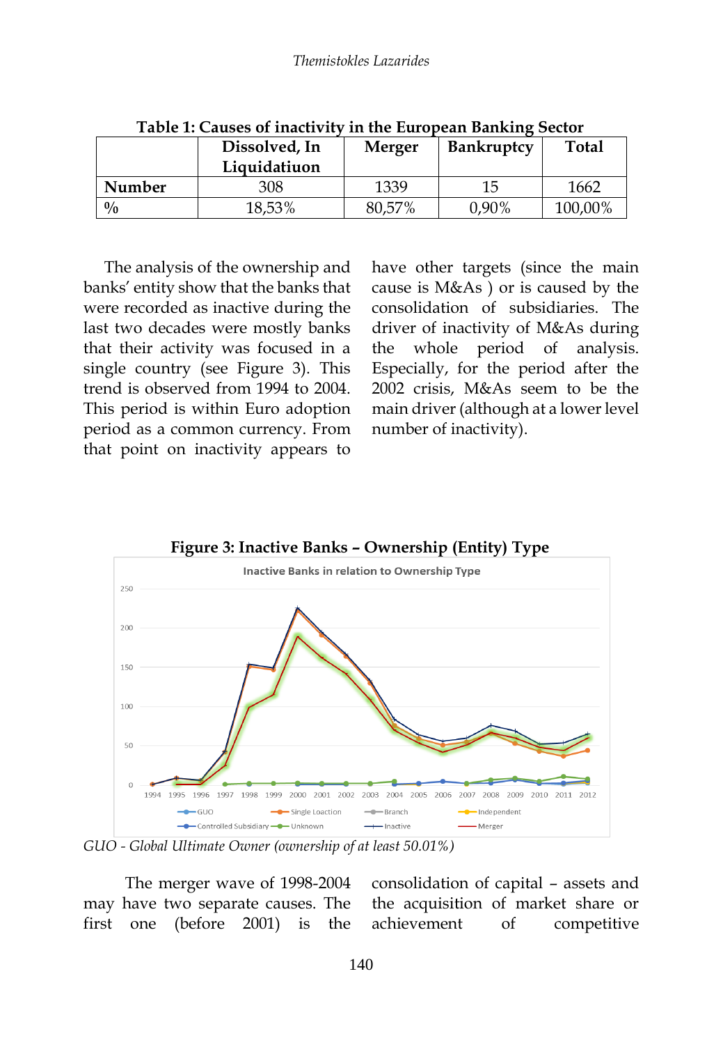**Table 1: Causes of inactivity in the European Banking Sector**

| | Dissolved, In Liquidatiuon | Merger | Bankruptcy | Total |
|---|---|---|---|---|
| Number | 308 | 1339 | 15 | 1662 |
| % | 18,53% | 80,57% | 0,90% | 100,00% |

The analysis of the ownership and banks' entity show that the banks that were recorded as inactive during the last two decades were mostly banks that their activity was focused in a single country (see Figure 3). This trend is observed from 1994 to 2004. This period is within Euro adoption period as a common currency. From that point on inactivity appears to have other targets (since the main cause is M&As ) or is caused by the consolidation of subsidiaries. The driver of inactivity of M&As during the whole period of analysis. Especially, for the period after the 2002 crisis, M&As seem to be the main driver (although at a lower level number of inactivity).

**Figure 3: Inactive Banks – Ownership (Entity) Type**

*GUO - Global Ultimate Owner (ownership of at least 50.01%)*

The merger wave of 1998-2004 may have two separate causes. The first one (before 2001) is the consolidation of capital – assets and the acquisition of market share or achievement of competitive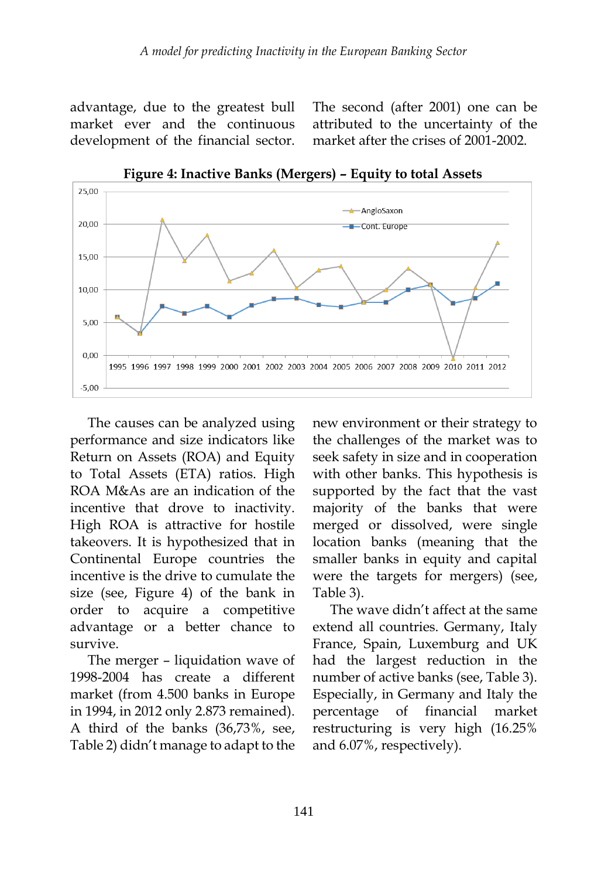advantage, due to the greatest bull market ever and the continuous development of the financial sector. The second (after 2001) one can be attributed to the uncertainty of the market after the crises of 2001-2002.

**Figure 4: Inactive Banks (Mergers) – Equity to total Assets**

The causes can be analyzed using performance and size indicators like Return on Assets (ROA) and Equity to Total Assets (ETA) ratios. High ROA M&As are an indication of the incentive that drove to inactivity. High ROA is attractive for hostile takeovers. It is hypothesized that in Continental Europe countries the incentive is the drive to cumulate the size (see, Figure 4) of the bank in order to acquire a competitive advantage or a better chance to survive.

The merger – liquidation wave of 1998-2004 has create a different market (from 4.500 banks in Europe in 1994, in 2012 only 2.873 remained). A third of the banks (36,73%, see, Table 2) didn't manage to adapt to the new environment or their strategy to the challenges of the market was to seek safety in size and in cooperation with other banks. This hypothesis is supported by the fact that the vast majority of the banks that were merged or dissolved, were single location banks (meaning that the smaller banks in equity and capital were the targets for mergers) (see, Table 3).

The wave didn't affect at the same extend all countries. Germany, Italy France, Spain, Luxemburg and UK had the largest reduction in the number of active banks (see, Table 3). Especially, in Germany and Italy the percentage of financial market restructuring is very high (16.25% and 6.07%, respectively).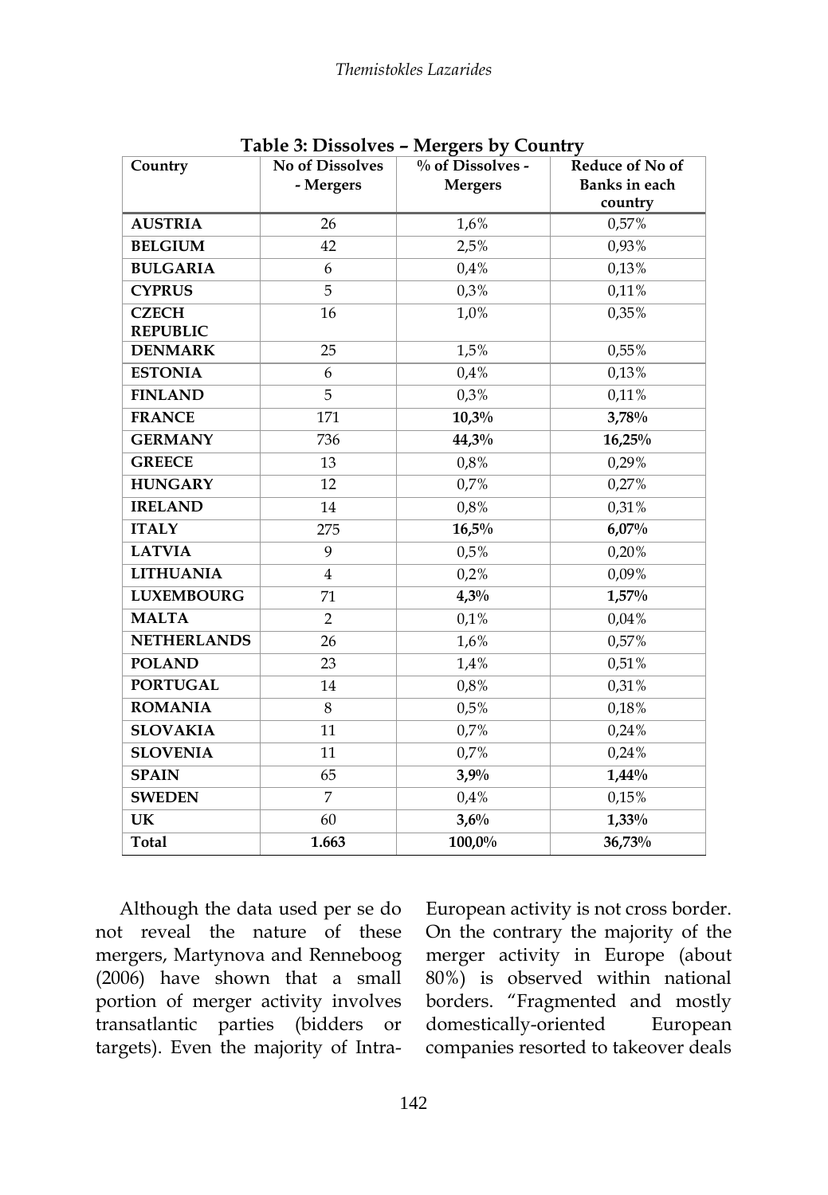**Table 3: Dissolves – Mergers by Country**

| Country | No of Dissolves - Mergers | % of Dissolves - Mergers | Reduce of No of Banks in each country |
|---|---|---|---|
| **AUSTRIA** | 26 | 1,6% | 0,57% |
| **BELGIUM** | 42 | 2,5% | 0,93% |
| **BULGARIA** | 6 | 0,4% | 0,13% |
| **CYPRUS** | 5 | 0,3% | 0,11% |
| **CZECH REPUBLIC** | 16 | 1,0% | 0,35% |
| **DENMARK** | 25 | 1,5% | 0,55% |
| **ESTONIA** | 6 | 0,4% | 0,13% |
| **FINLAND** | 5 | 0,3% | 0,11% |
| **FRANCE** | 171 | **10,3%** | **3,78%** |
| **GERMANY** | 736 | **44,3%** | **16,25%** |
| **GREECE** | 13 | 0,8% | 0,29% |
| **HUNGARY** | 12 | 0,7% | 0,27% |
| **IRELAND** | 14 | 0,8% | 0,31% |
| **ITALY** | 275 | **16,5%** | **6,07%** |
| **LATVIA** | 9 | 0,5% | 0,20% |
| **LITHUANIA** | 4 | 0,2% | 0,09% |
| **LUXEMBOURG** | 71 | **4,3%** | **1,57%** |
| **MALTA** | 2 | 0,1% | 0,04% |
| **NETHERLANDS** | 26 | 1,6% | 0,57% |
| **POLAND** | 23 | 1,4% | 0,51% |
| **PORTUGAL** | 14 | 0,8% | 0,31% |
| **ROMANIA** | 8 | 0,5% | 0,18% |
| **SLOVAKIA** | 11 | 0,7% | 0,24% |
| **SLOVENIA** | 11 | 0,7% | 0,24% |
| **SPAIN** | 65 | **3,9%** | **1,44%** |
| **SWEDEN** | 7 | 0,4% | 0,15% |
| **UK** | 60 | **3,6%** | **1,33%** |
| **Total** | **1.663** | **100,0%** | **36,73%** |

Although the data used per se do not reveal the nature of these mergers, Martynova and Renneboog (2006) have shown that a small portion of merger activity involves transatlantic parties (bidders or targets). Even the majority of Intra-European activity is not cross border. On the contrary the majority of the merger activity in Europe (about 80%) is observed within national borders. "Fragmented and mostly domestically-oriented European companies resorted to takeover deals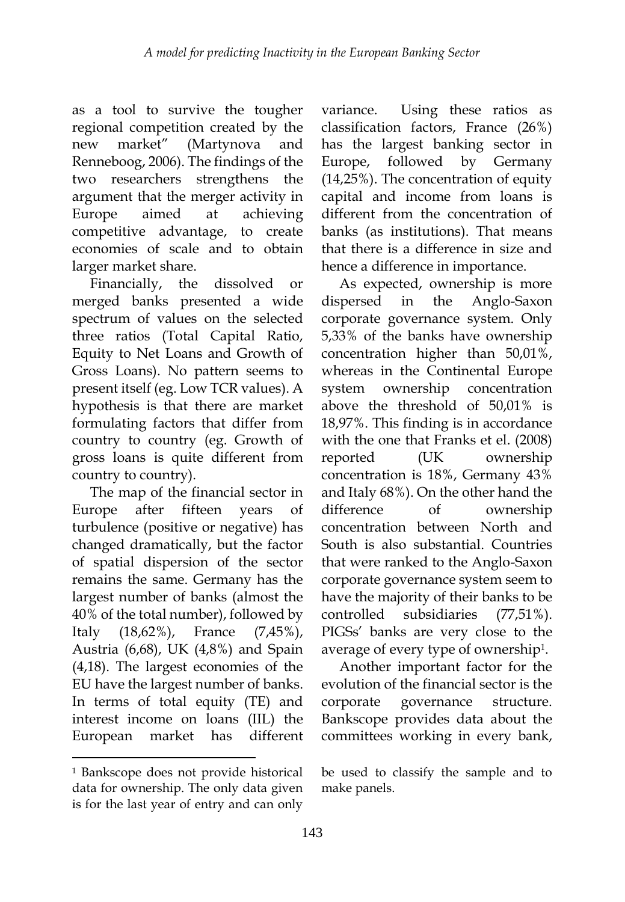as a tool to survive the tougher regional competition created by the new market" (Martynova and Renneboog, 2006). The findings of the two researchers strengthens the argument that the merger activity in Europe aimed at achieving competitive advantage, to create economies of scale and to obtain larger market share.

Financially, the dissolved or merged banks presented a wide spectrum of values on the selected three ratios (Total Capital Ratio, Equity to Net Loans and Growth of Gross Loans). No pattern seems to present itself (eg. Low TCR values). A hypothesis is that there are market formulating factors that differ from country to country (eg. Growth of gross loans is quite different from country to country).

The map of the financial sector in Europe after fifteen years of turbulence (positive or negative) has changed dramatically, but the factor of spatial dispersion of the sector remains the same. Germany has the largest number of banks (almost the 40% of the total number), followed by Italy (18,62%), France (7,45%), Austria (6,68), UK (4,8%) and Spain (4,18). The largest economies of the EU have the largest number of banks. In terms of total equity (TE) and interest income on loans (IIL) the European market has different variance. Using these ratios as classification factors, France (26%) has the largest banking sector in Europe, followed by Germany (14,25%). The concentration of equity capital and income from loans is different from the concentration of banks (as institutions). That means that there is a difference in size and hence a difference in importance.

As expected, ownership is more dispersed in the Anglo-Saxon corporate governance system. Only 5,33% of the banks have ownership concentration higher than 50,01%, whereas in the Continental Europe system ownership concentration above the threshold of 50,01% is 18,97%. This finding is in accordance with the one that Franks et el. (2008) reported (UK ownership concentration is 18%, Germany 43% and Italy 68%). On the other hand the difference of ownership concentration between North and South is also substantial. Countries that were ranked to the Anglo-Saxon corporate governance system seem to have the majority of their banks to be controlled subsidiaries (77,51%). PIGSs' banks are very close to the average of every type of ownership[1].

Another important factor for the evolution of the financial sector is the corporate governance structure. Bankscope provides data about the committees working in every bank,

---

[1] Bankscope does not provide historical data for ownership. The only data given is for the last year of entry and can only be used to classify the sample and to make panels.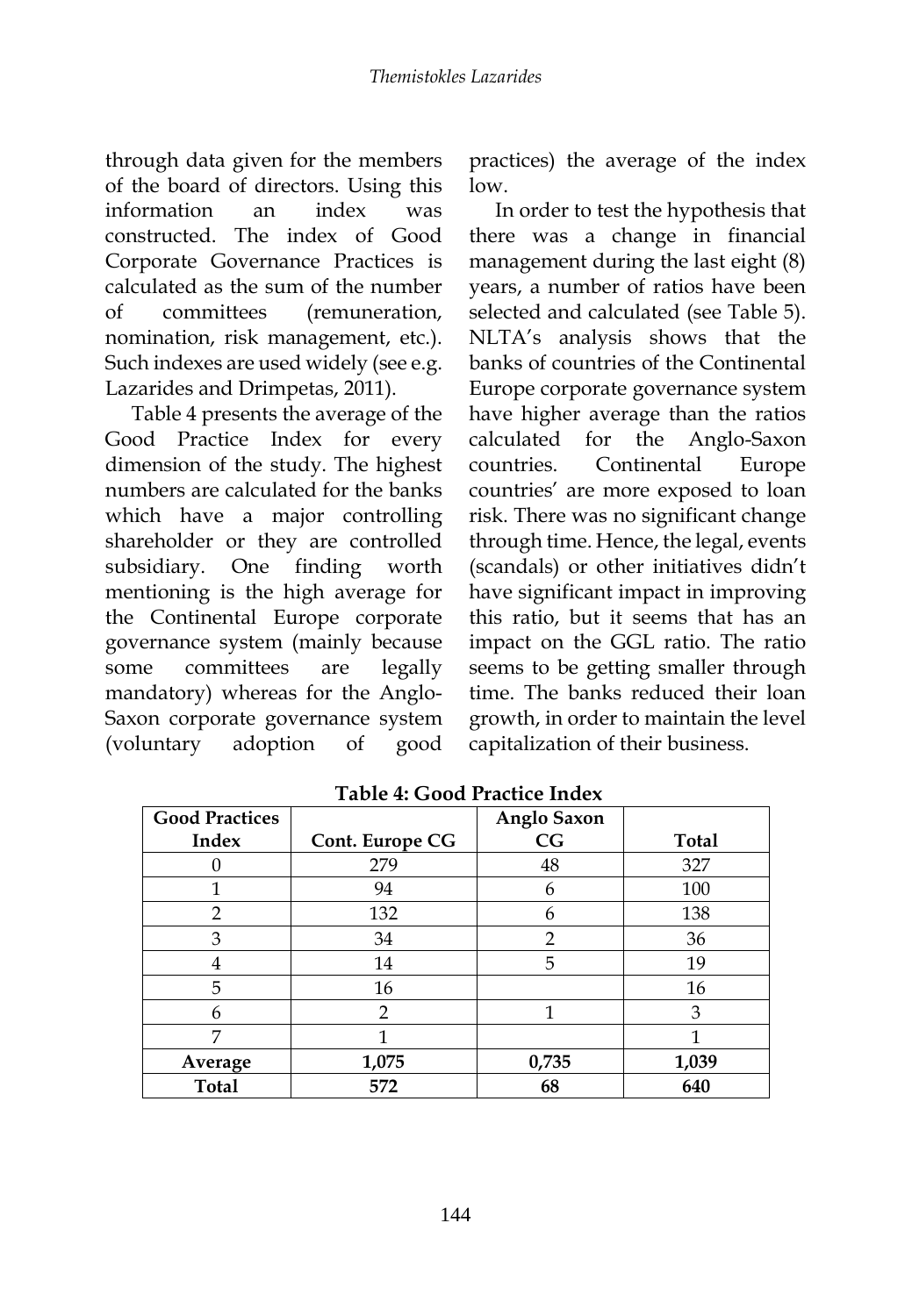through data given for the members of the board of directors. Using this information an index was constructed. The index of Good Corporate Governance Practices is calculated as the sum of the number of committees (remuneration, nomination, risk management, etc.). Such indexes are used widely (see e.g. Lazarides and Drimpetas, 2011).

Table 4 presents the average of the Good Practice Index for every dimension of the study. The highest numbers are calculated for the banks which have a major controlling shareholder or they are controlled subsidiary. One finding worth mentioning is the high average for the Continental Europe corporate governance system (mainly because some committees are legally mandatory) whereas for the Anglo-Saxon corporate governance system (voluntary adoption of good practices) the average of the index low.

In order to test the hypothesis that there was a change in financial management during the last eight (8) years, a number of ratios have been selected and calculated (see Table 5). NLTA's analysis shows that the banks of countries of the Continental Europe corporate governance system have higher average than the ratios calculated for the Anglo-Saxon countries. Continental Europe countries' are more exposed to loan risk. There was no significant change through time. Hence, the legal, events (scandals) or other initiatives didn't have significant impact in improving this ratio, but it seems that has an impact on the GGL ratio. The ratio seems to be getting smaller through time. The banks reduced their loan growth, in order to maintain the level capitalization of their business.

**Table 4: Good Practice Index**

| Good Practices Index | Cont. Europe CG | Anglo Saxon CG | Total |
|---|---|---|---|
| 0 | 279 | 48 | 327 |
| 1 | 94 | 6 | 100 |
| 2 | 132 | 6 | 138 |
| 3 | 34 | 2 | 36 |
| 4 | 14 | 5 | 19 |
| 5 | 16 | | 16 |
| 6 | 2 | 1 | 3 |
| 7 | 1 | | 1 |
| **Average** | **1,075** | **0,735** | **1,039** |
| **Total** | **572** | **68** | **640** |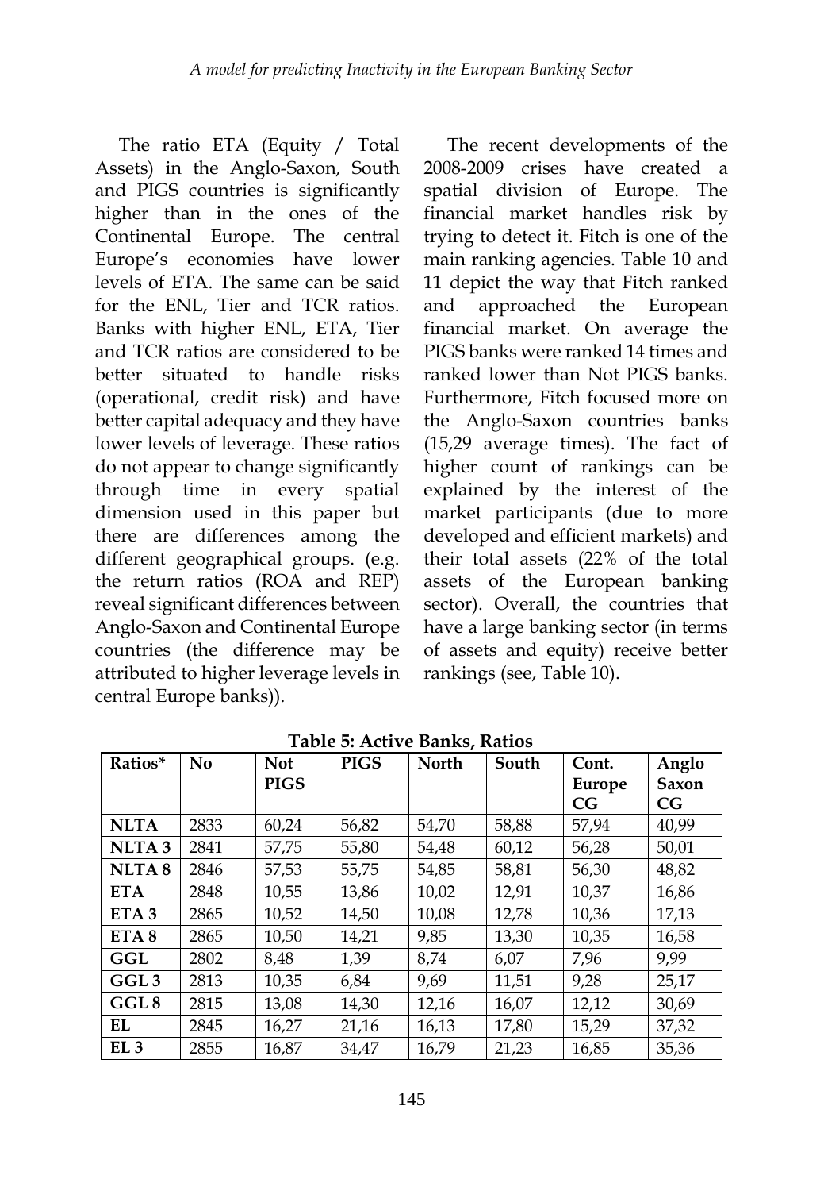The ratio ETA (Equity / Total Assets) in the Anglo-Saxon, South and PIGS countries is significantly higher than in the ones of the Continental Europe. The central Europe's economies have lower levels of ETA. The same can be said for the ENL, Tier and TCR ratios. Banks with higher ENL, ETA, Tier and TCR ratios are considered to be better situated to handle risks (operational, credit risk) and have better capital adequacy and they have lower levels of leverage. These ratios do not appear to change significantly through time in every spatial dimension used in this paper but there are differences among the different geographical groups. (e.g. the return ratios (ROA and REP) reveal significant differences between Anglo-Saxon and Continental Europe countries (the difference may be attributed to higher leverage levels in central Europe banks)).

The recent developments of the 2008-2009 crises have created a spatial division of Europe. The financial market handles risk by trying to detect it. Fitch is one of the main ranking agencies. Table 10 and 11 depict the way that Fitch ranked and approached the European financial market. On average the PIGS banks were ranked 14 times and ranked lower than Not PIGS banks. Furthermore, Fitch focused more on the Anglo-Saxon countries banks (15,29 average times). The fact of higher count of rankings can be explained by the interest of the market participants (due to more developed and efficient markets) and their total assets (22% of the total assets of the European banking sector). Overall, the countries that have a large banking sector (in terms of assets and equity) receive better rankings (see, Table 10).

**Table 5: Active Banks, Ratios**

| Ratios* | No | Not PIGS | PIGS | North | South | Cont. Europe CG | Anglo Saxon CG |
|---|---|---|---|---|---|---|---|
| **NLTA** | 2833 | 60,24 | 56,82 | 54,70 | 58,88 | 57,94 | 40,99 |
| **NLTA 3** | 2841 | 57,75 | 55,80 | 54,48 | 60,12 | 56,28 | 50,01 |
| **NLTA 8** | 2846 | 57,53 | 55,75 | 54,85 | 58,81 | 56,30 | 48,82 |
| **ETA** | 2848 | 10,55 | 13,86 | 10,02 | 12,91 | 10,37 | 16,86 |
| **ETA 3** | 2865 | 10,52 | 14,50 | 10,08 | 12,78 | 10,36 | 17,13 |
| **ETA 8** | 2865 | 10,50 | 14,21 | 9,85 | 13,30 | 10,35 | 16,58 |
| **GGL** | 2802 | 8,48 | 1,39 | 8,74 | 6,07 | 7,96 | 9,99 |
| **GGL 3** | 2813 | 10,35 | 6,84 | 9,69 | 11,51 | 9,28 | 25,17 |
| **GGL 8** | 2815 | 13,08 | 14,30 | 12,16 | 16,07 | 12,12 | 30,69 |
| **EL** | 2845 | 16,27 | 21,16 | 16,13 | 17,80 | 15,29 | 37,32 |
| **EL 3** | 2855 | 16,87 | 34,47 | 16,79 | 21,23 | 16,85 | 35,36 |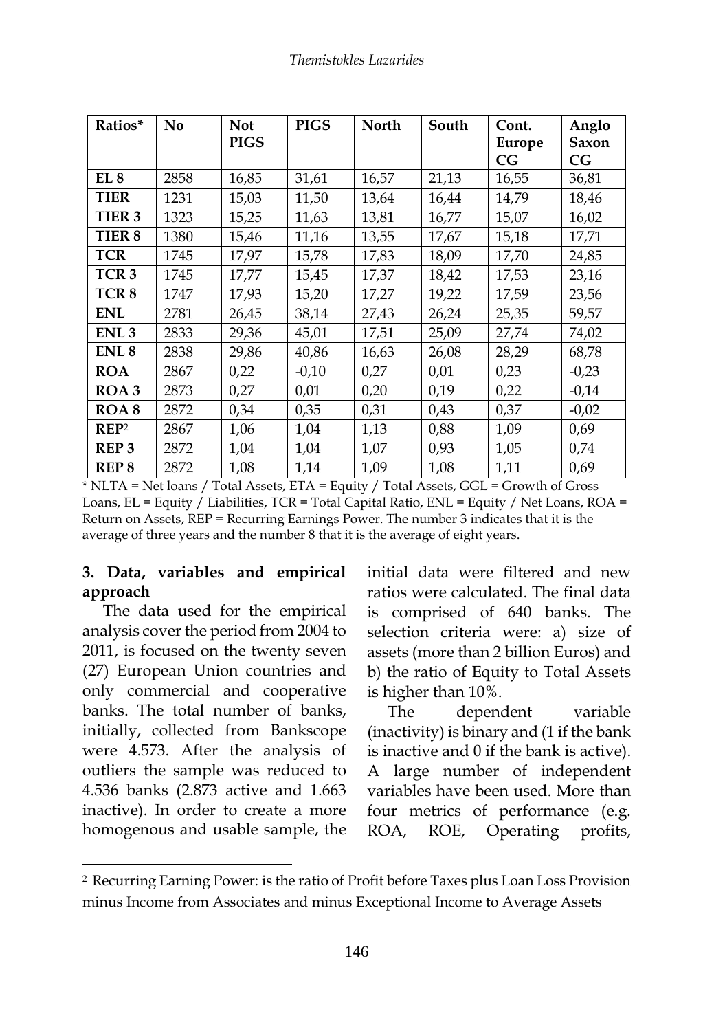| Ratios* | No | Not PIGS | PIGS | North | South | Cont. Europe CG | Anglo Saxon CG |
|---|---|---|---|---|---|---|---|
| **EL 8** | 2858 | 16,85 | 31,61 | 16,57 | 21,13 | 16,55 | 36,81 |
| **TIER** | 1231 | 15,03 | 11,50 | 13,64 | 16,44 | 14,79 | 18,46 |
| **TIER 3** | 1323 | 15,25 | 11,63 | 13,81 | 16,77 | 15,07 | 16,02 |
| **TIER 8** | 1380 | 15,46 | 11,16 | 13,55 | 17,67 | 15,18 | 17,71 |
| **TCR** | 1745 | 17,97 | 15,78 | 17,83 | 18,09 | 17,70 | 24,85 |
| **TCR 3** | 1745 | 17,77 | 15,45 | 17,37 | 18,42 | 17,53 | 23,16 |
| **TCR 8** | 1747 | 17,93 | 15,20 | 17,27 | 19,22 | 17,59 | 23,56 |
| **ENL** | 2781 | 26,45 | 38,14 | 27,43 | 26,24 | 25,35 | 59,57 |
| **ENL 3** | 2833 | 29,36 | 45,01 | 17,51 | 25,09 | 27,74 | 74,02 |
| **ENL 8** | 2838 | 29,86 | 40,86 | 16,63 | 26,08 | 28,29 | 68,78 |
| **ROA** | 2867 | 0,22 | -0,10 | 0,27 | 0,01 | 0,23 | -0,23 |
| **ROA 3** | 2873 | 0,27 | 0,01 | 0,20 | 0,19 | 0,22 | -0,14 |
| **ROA 8** | 2872 | 0,34 | 0,35 | 0,31 | 0,43 | 0,37 | -0,02 |
| **REP**[2] | 2867 | 1,06 | 1,04 | 1,13 | 0,88 | 1,09 | 0,69 |
| **REP 3** | 2872 | 1,04 | 1,04 | 1,07 | 0,93 | 1,05 | 0,74 |
| **REP 8** | 2872 | 1,08 | 1,14 | 1,09 | 1,08 | 1,11 | 0,69 |

* NLTA = Net loans / Total Assets, ETA = Equity / Total Assets, GGL = Growth of Gross Loans, EL = Equity / Liabilities, TCR = Total Capital Ratio, ENL = Equity / Net Loans, ROA = Return on Assets, REP = Recurring Earnings Power. The number 3 indicates that it is the average of three years and the number 8 that it is the average of eight years.

## 3. Data, variables and empirical approach

The data used for the empirical analysis cover the period from 2004 to 2011, is focused on the twenty seven (27) European Union countries and only commercial and cooperative banks. The total number of banks, initially, collected from Bankscope were 4.573. After the analysis of outliers the sample was reduced to 4.536 banks (2.873 active and 1.663 inactive). In order to create a more homogenous and usable sample, the initial data were filtered and new ratios were calculated. The final data is comprised of 640 banks. The selection criteria were: a) size of assets (more than 2 billion Euros) and b) the ratio of Equity to Total Assets is higher than 10%.

The dependent variable (inactivity) is binary and (1 if the bank is inactive and 0 if the bank is active). A large number of independent variables have been used. More than four metrics of performance (e.g. ROA, ROE, Operating profits,

[2] Recurring Earning Power: is the ratio of Profit before Taxes plus Loan Loss Provision minus Income from Associates and minus Exceptional Income to Average Assets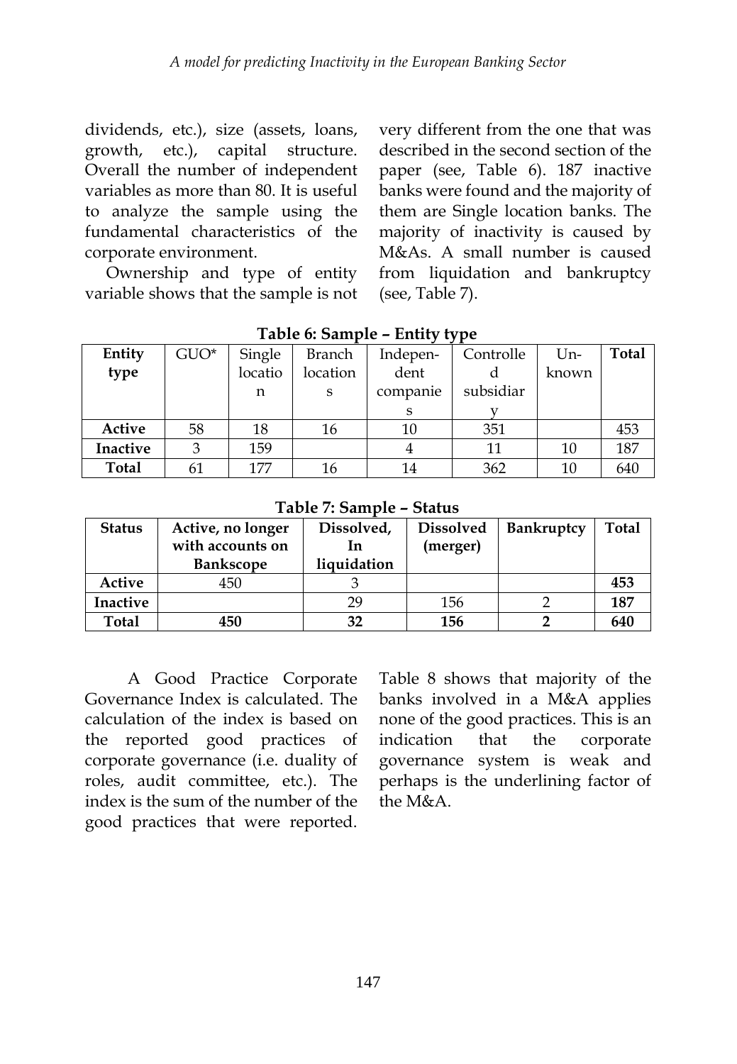dividends, etc.), size (assets, loans, growth, etc.), capital structure. Overall the number of independent variables as more than 80. It is useful to analyze the sample using the fundamental characteristics of the corporate environment.

Ownership and type of entity variable shows that the sample is not very different from the one that was described in the second section of the paper (see, Table 6). 187 inactive banks were found and the majority of them are Single location banks. The majority of inactivity is caused by M&As. A small number is caused from liquidation and bankruptcy (see, Table 7).

**Table 6: Sample – Entity type**

| Entity type | GUO* | Single location | Branch locations | Independent companies | Controlled subsidiary | Unknown | Total |
|---|---|---|---|---|---|---|---|
| **Active** | 58 | 18 | 16 | 10 | 351 | | 453 |
| **Inactive** | 3 | 159 | | 4 | 11 | 10 | 187 |
| **Total** | 61 | 177 | 16 | 14 | 362 | 10 | 640 |

**Table 7: Sample – Status**

| Status | Active, no longer with accounts on Bankscope | Dissolved, In liquidation | Dissolved (merger) | Bankruptcy | Total |
|---|---|---|---|---|---|
| **Active** | 450 | 3 | | | **453** |
| **Inactive** | | 29 | 156 | 2 | **187** |
| **Total** | **450** | **32** | **156** | **2** | **640** |

A Good Practice Corporate Governance Index is calculated. The calculation of the index is based on the reported good practices of corporate governance (i.e. duality of roles, audit committee, etc.). The index is the sum of the number of the good practices that were reported. Table 8 shows that majority of the banks involved in a M&A applies none of the good practices. This is an indication that the corporate governance system is weak and perhaps is the underlining factor of the M&A.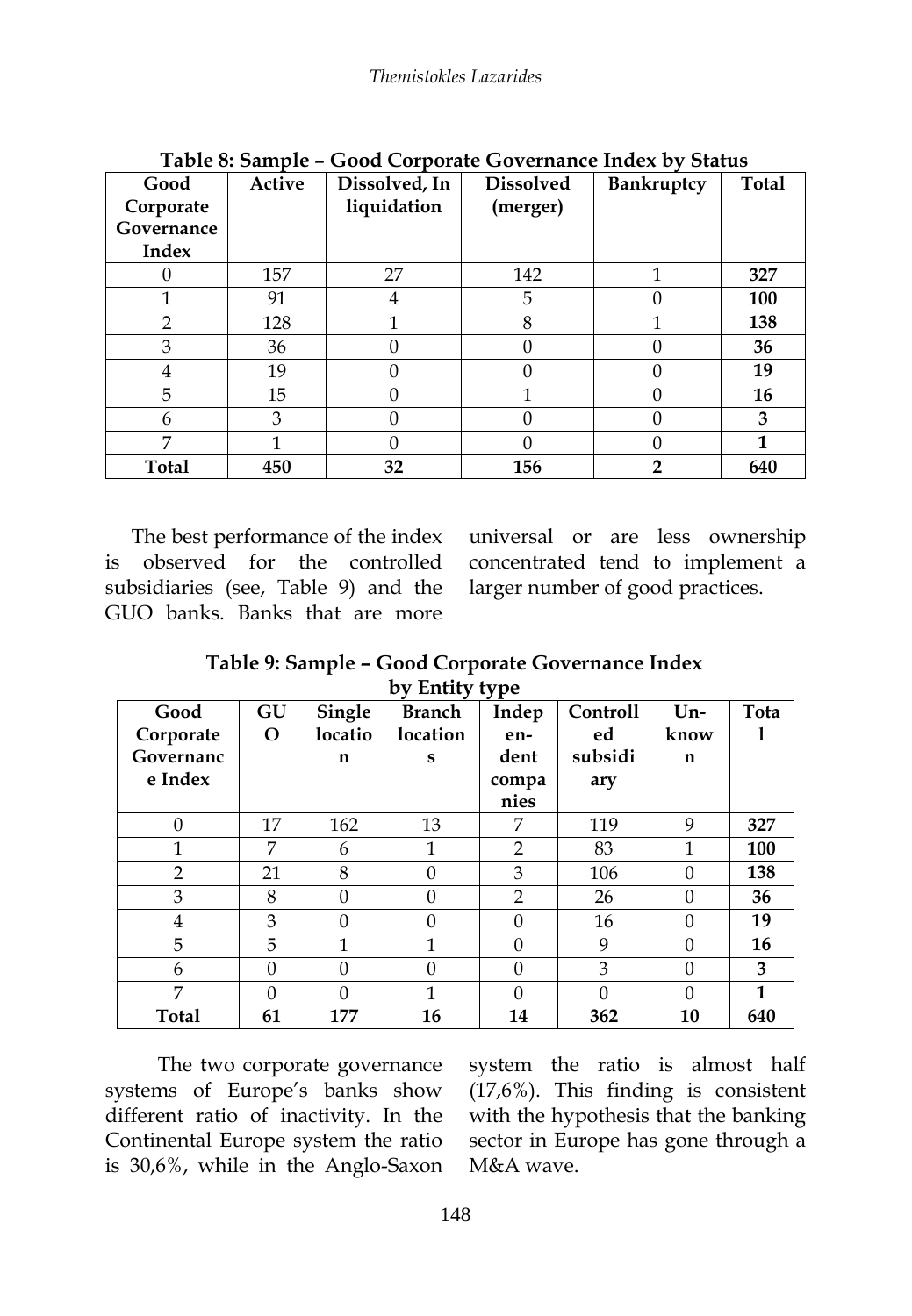**Table 8: Sample – Good Corporate Governance Index by Status**

| Good Corporate Governance Index | Active | Dissolved, In liquidation | Dissolved (merger) | Bankruptcy | Total |
|---|---|---|---|---|---|
| 0 | 157 | 27 | 142 | 1 | **327** |
| 1 | 91 | 4 | 5 | 0 | **100** |
| 2 | 128 | 1 | 8 | 1 | **138** |
| 3 | 36 | 0 | 0 | 0 | **36** |
| 4 | 19 | 0 | 0 | 0 | **19** |
| 5 | 15 | 0 | 1 | 0 | **16** |
| 6 | 3 | 0 | 0 | 0 | **3** |
| 7 | 1 | 0 | 0 | 0 | **1** |
| **Total** | **450** | **32** | **156** | **2** | **640** |

The best performance of the index is observed for the controlled subsidiaries (see, Table 9) and the GUO banks. Banks that are more universal or are less ownership concentrated tend to implement a larger number of good practices.

**Table 9: Sample – Good Corporate Governance Index by Entity type**

| Good Corporate Governance Index | GUO | Single location | Branch locations | Independent companies | Controlled subsidiary | Unknown | Total |
|---|---|---|---|---|---|---|---|
| 0 | 17 | 162 | 13 | 7 | 119 | 9 | **327** |
| 1 | 7 | 6 | 1 | 2 | 83 | 1 | **100** |
| 2 | 21 | 8 | 0 | 3 | 106 | 0 | **138** |
| 3 | 8 | 0 | 0 | 2 | 26 | 0 | **36** |
| 4 | 3 | 0 | 0 | 0 | 16 | 0 | **19** |
| 5 | 5 | 1 | 1 | 0 | 9 | 0 | **16** |
| 6 | 0 | 0 | 0 | 0 | 3 | 0 | **3** |
| 7 | 0 | 0 | 1 | 0 | 0 | 0 | **1** |
| **Total** | **61** | **177** | **16** | **14** | **362** | **10** | **640** |

The two corporate governance systems of Europe's banks show different ratio of inactivity. In the Continental Europe system the ratio is 30,6%, while in the Anglo-Saxon system the ratio is almost half (17,6%). This finding is consistent with the hypothesis that the banking sector in Europe has gone through a M&A wave.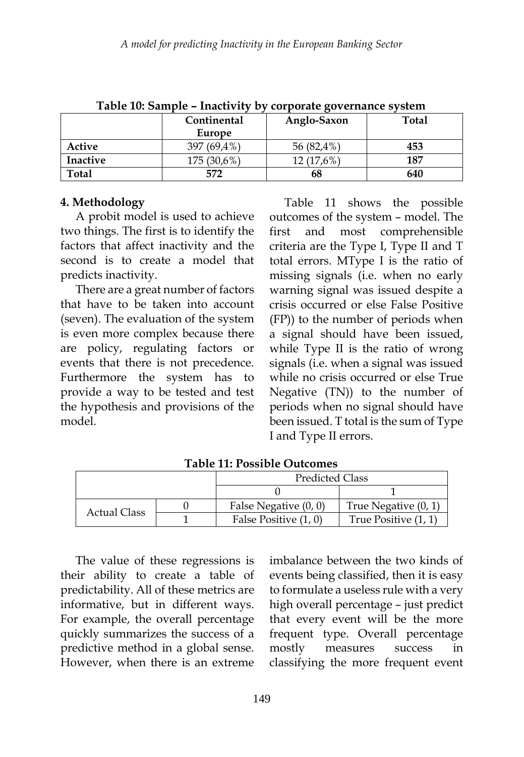**Table 10: Sample – Inactivity by corporate governance system**

| | Continental Europe | Anglo-Saxon | Total |
|---|---|---|---|
| **Active** | 397 (69,4%) | 56 (82,4%) | **453** |
| **Inactive** | 175 (30,6%) | 12 (17,6%) | **187** |
| **Total** | **572** | **68** | **640** |

## 4. Methodology

A probit model is used to achieve two things. The first is to identify the factors that affect inactivity and the second is to create a model that predicts inactivity.

There are a great number of factors that have to be taken into account (seven). The evaluation of the system is even more complex because there are policy, regulating factors or events that there is not precedence. Furthermore the system has to provide a way to be tested and test the hypothesis and provisions of the model.

Table 11 shows the possible outcomes of the system – model. The first and most comprehensible criteria are the Type I, Type II and T total errors. MType I is the ratio of missing signals (i.e. when no early warning signal was issued despite a crisis occurred or else False Positive (FP)) to the number of periods when a signal should have been issued, while Type II is the ratio of wrong signals (i.e. when a signal was issued while no crisis occurred or else True Negative (TN)) to the number of periods when no signal should have been issued. T total is the sum of Type I and Type II errors.

**Table 11: Possible Outcomes**

| | | Predicted Class | |
|---|---|---|---|
| | | 0 | 1 |
| Actual Class | 0 | False Negative (0, 0) | True Negative (0, 1) |
| | 1 | False Positive (1, 0) | True Positive (1, 1) |

The value of these regressions is their ability to create a table of predictability. All of these metrics are informative, but in different ways. For example, the overall percentage quickly summarizes the success of a predictive method in a global sense. However, when there is an extreme imbalance between the two kinds of events being classified, then it is easy to formulate a useless rule with a very high overall percentage – just predict that every event will be the more frequent type. Overall percentage mostly measures success in classifying the more frequent event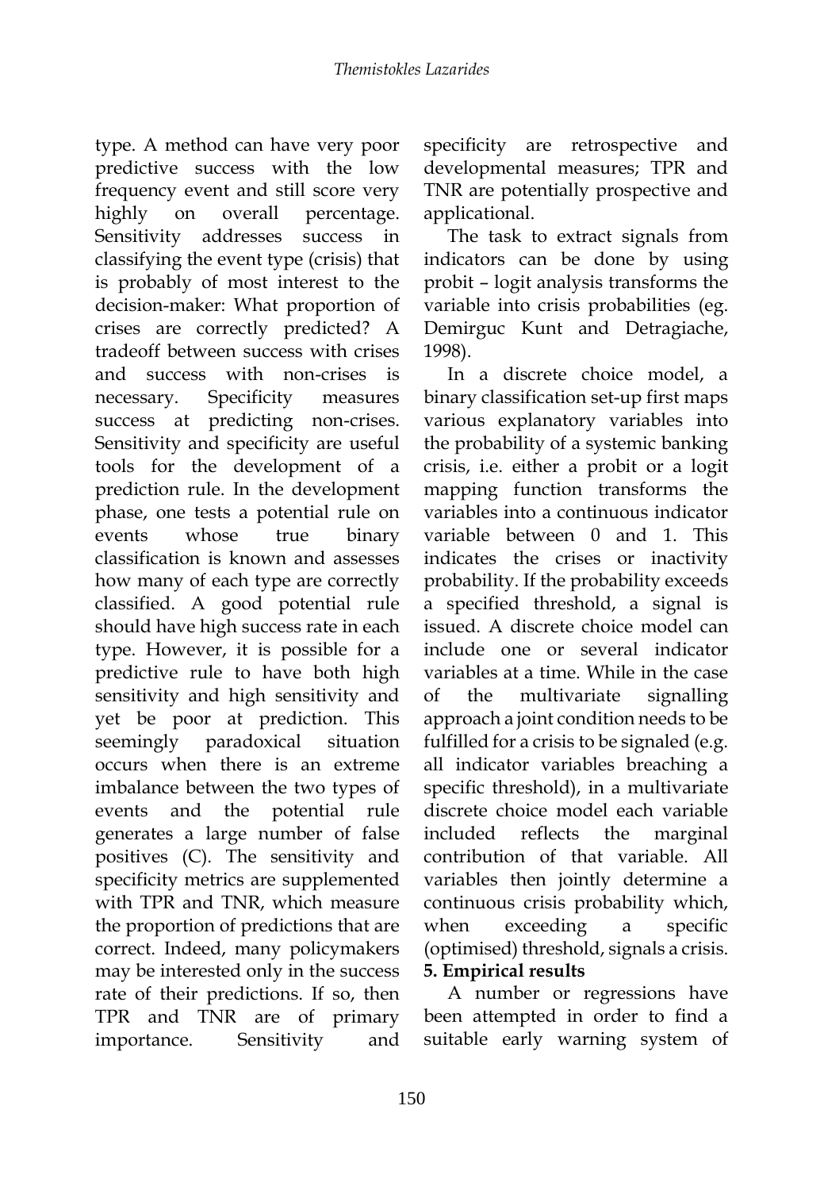type. A method can have very poor predictive success with the low frequency event and still score very highly on overall percentage. Sensitivity addresses success in classifying the event type (crisis) that is probably of most interest to the decision-maker: What proportion of crises are correctly predicted? A tradeoff between success with crises and success with non-crises is necessary. Specificity measures success at predicting non-crises. Sensitivity and specificity are useful tools for the development of a prediction rule. In the development phase, one tests a potential rule on events whose true binary classification is known and assesses how many of each type are correctly classified. A good potential rule should have high success rate in each type. However, it is possible for a predictive rule to have both high sensitivity and high sensitivity and yet be poor at prediction. This seemingly paradoxical situation occurs when there is an extreme imbalance between the two types of events and the potential rule generates a large number of false positives (C). The sensitivity and specificity metrics are supplemented with TPR and TNR, which measure the proportion of predictions that are correct. Indeed, many policymakers may be interested only in the success rate of their predictions. If so, then TPR and TNR are of primary importance. Sensitivity and specificity are retrospective and developmental measures; TPR and TNR are potentially prospective and applicational.

The task to extract signals from indicators can be done by using probit – logit analysis transforms the variable into crisis probabilities (eg. Demirguc Kunt and Detragiache, 1998).

In a discrete choice model, a binary classification set-up first maps various explanatory variables into the probability of a systemic banking crisis, i.e. either a probit or a logit mapping function transforms the variables into a continuous indicator variable between 0 and 1. This indicates the crises or inactivity probability. If the probability exceeds a specified threshold, a signal is issued. A discrete choice model can include one or several indicator variables at a time. While in the case of the multivariate signalling approach a joint condition needs to be fulfilled for a crisis to be signaled (e.g. all indicator variables breaching a specific threshold), in a multivariate discrete choice model each variable included reflects the marginal contribution of that variable. All variables then jointly determine a continuous crisis probability which, when exceeding a specific (optimised) threshold, signals a crisis.

## 5. Empirical results

A number or regressions have been attempted in order to find a suitable early warning system of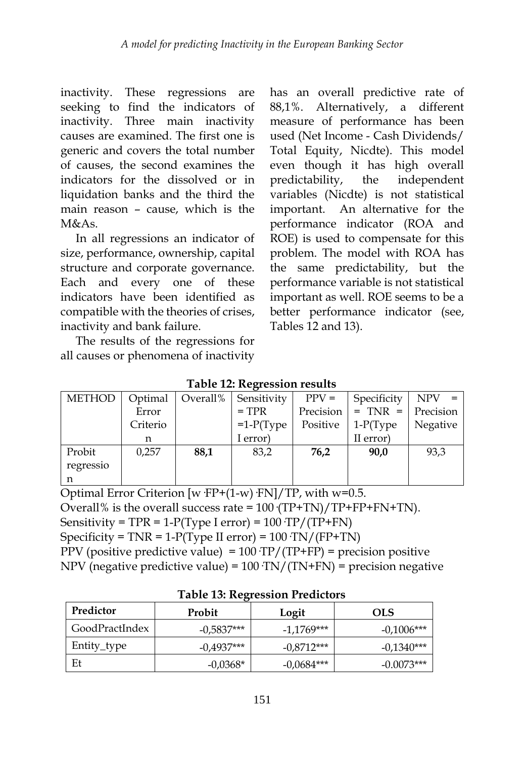inactivity. These regressions are seeking to find the indicators of inactivity. Three main inactivity causes are examined. The first one is generic and covers the total number of causes, the second examines the indicators for the dissolved or in liquidation banks and the third the main reason – cause, which is the M&As.

In all regressions an indicator of size, performance, ownership, capital structure and corporate governance. Each and every one of these indicators have been identified as compatible with the theories of crises, inactivity and bank failure.

The results of the regressions for all causes or phenomena of inactivity has an overall predictive rate of 88,1%. Alternatively, a different measure of performance has been used (Net Income - Cash Dividends/ Total Equity, Nicdte). This model even though it has high overall predictability, the independent variables (Nicdte) is not statistical important. An alternative for the performance indicator (ROA and ROE) is used to compensate for this problem. The model with ROA has the same predictability, but the performance variable is not statistical important as well. ROE seems to be a better performance indicator (see, Tables 12 and 13).

**Table 12: Regression results**

| METHOD | Optimal Error Criterion | Overall% | Sensitivity = TPR =1-P(Type I error) | PPV = Precision Positive | Specificity = TNR = 1-P(Type II error) | NPV = Precision Negative |
|---|---|---|---|---|---|---|
| Probit regression | 0,257 | **88,1** | 83,2 | **76,2** | **90,0** | 93,3 |

Optimal Error Criterion $[w \cdot FP+(1-w) \cdot FN]/TP$, with w=0.5.
Overall% is the overall success rate = $100 \cdot (TP+TN)/TP+FP+FN+TN)$.
Sensitivity = TPR = 1-P(Type I error) = $100 \cdot TP/(TP+FN)$
Specificity = TNR = 1-P(Type II error) = $100 \cdot TN/(FP+TN)$
PPV (positive predictive value) = $100 \cdot TP/(TP+FP)$ = precision positive
NPV (negative predictive value) = $100 \cdot TN/(TN+FN)$ = precision negative

**Table 13: Regression Predictors**

| Predictor | Probit | Logit | OLS |
|---|---|---|---|
| GoodPractIndex | -0,5837*** | -1,1769*** | -0,1006*** |
| Entity_type | -0,4937*** | -0,8712*** | -0,1340*** |
| Et | -0,0368* | -0,0684*** | -0.0073*** |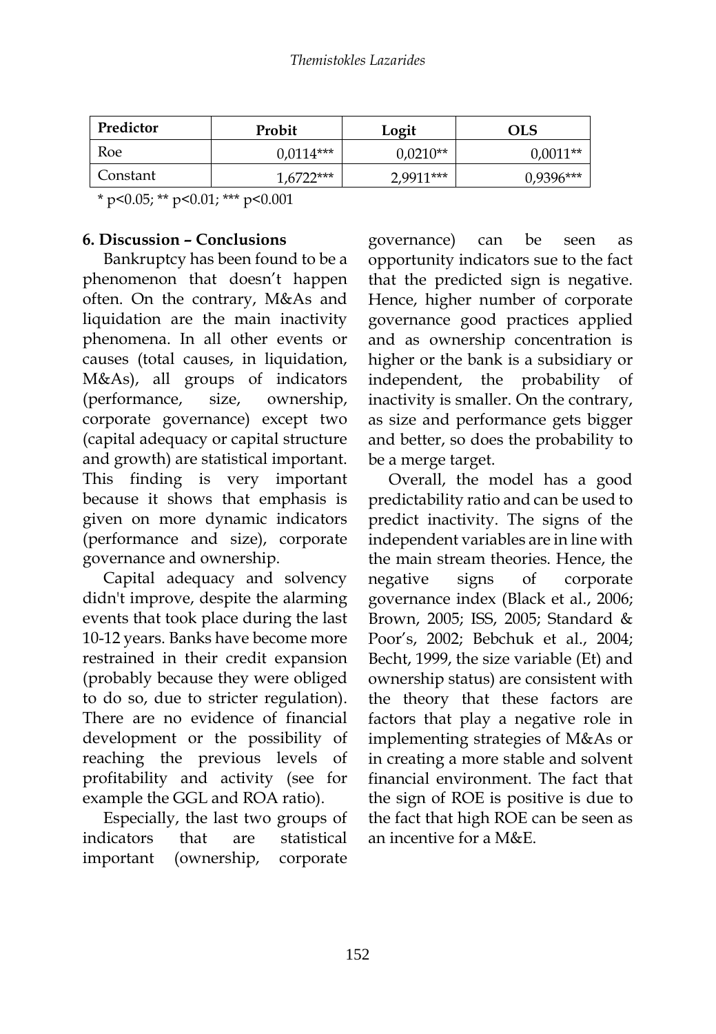| Predictor | Probit | Logit | OLS |
|---|---|---|---|
| Roe | 0,0114*** | 0,0210** | 0,0011** |
| Constant | 1,6722*** | 2,9911*** | 0,9396*** |

* p<0.05; ** p<0.01; *** p<0.001

## 6. Discussion – Conclusions

Bankruptcy has been found to be a phenomenon that doesn't happen often. On the contrary, M&As and liquidation are the main inactivity phenomena. In all other events or causes (total causes, in liquidation, M&As), all groups of indicators (performance, size, ownership, corporate governance) except two (capital adequacy or capital structure and growth) are statistical important. This finding is very important because it shows that emphasis is given on more dynamic indicators (performance and size), corporate governance and ownership.

Capital adequacy and solvency didn't improve, despite the alarming events that took place during the last 10-12 years. Banks have become more restrained in their credit expansion (probably because they were obliged to do so, due to stricter regulation). There are no evidence of financial development or the possibility of reaching the previous levels of profitability and activity (see for example the GGL and ROA ratio).

Especially, the last two groups of indicators that are statistical important (ownership, corporate governance) can be seen as opportunity indicators sue to the fact that the predicted sign is negative. Hence, higher number of corporate governance good practices applied and as ownership concentration is higher or the bank is a subsidiary or independent, the probability of inactivity is smaller. On the contrary, as size and performance gets bigger and better, so does the probability to be a merge target.

Overall, the model has a good predictability ratio and can be used to predict inactivity. The signs of the independent variables are in line with the main stream theories. Hence, the negative signs of corporate governance index (Black et al., 2006; Brown, 2005; ISS, 2005; Standard & Poor's, 2002; Bebchuk et al., 2004; Becht, 1999, the size variable (Et) and ownership status) are consistent with the theory that these factors are factors that play a negative role in implementing strategies of M&As or in creating a more stable and solvent financial environment. The fact that the sign of ROE is positive is due to the fact that high ROE can be seen as an incentive for a M&E.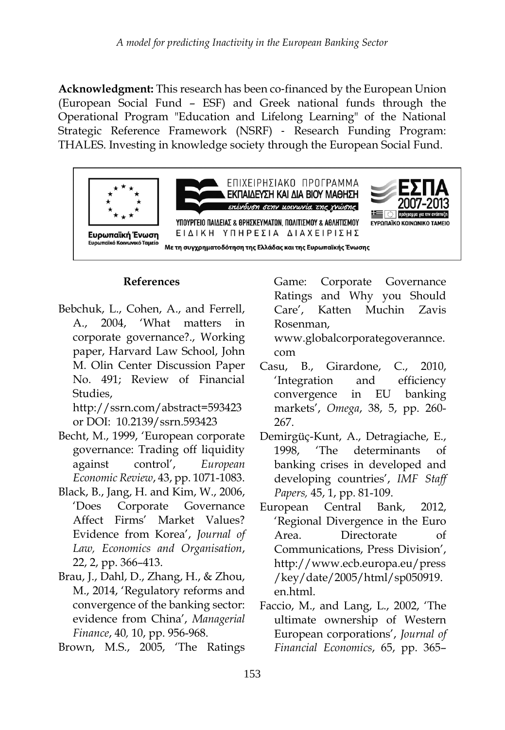**Acknowledgment:** This research has been co-financed by the European Union (European Social Fund – ESF) and Greek national funds through the Operational Program "Education and Lifelong Learning" of the National Strategic Reference Framework (NSRF) - Research Funding Program: THALES. Investing in knowledge society through the European Social Fund.

Ευρωπαϊκή Ένωση
Ευρωπαϊκό Κοινωνικό Ταμείο

ΕΠΙΧΕΙΡΗΣΙΑΚΟ ΠΡΟΓΡΑΜΜΑ
ΕΚΠΑΙΔΕΥΣΗ ΚΑΙ ΔΙΑ ΒΙΟΥ ΜΑΘΗΣΗ
επένδυση στην κοινωνία της γνώσης
ΥΠΟΥΡΓΕΙΟ ΠΑΙΔΕΙΑΣ & ΘΡΗΣΚΕΥΜΑΤΩΝ, ΠΟΛΙΤΙΣΜΟΥ & ΑΘΛΗΤΙΣΜΟΥ
ΕΙΔΙΚΗ ΥΠΗΡΕΣΙΑ ΔΙΑΧΕΙΡΙΣΗΣ

ΕΣΠΑ
2007-2013
πρόγραμμα για την ανάπτυξη
ΕΥΡΩΠΑΪΚΟ ΚΟΙΝΩΝΙΚΟ ΤΑΜΕΙΟ

Με τη συγχρηματοδότηση της Ελλάδας και της Ευρωπαϊκής Ένωσης

## References

Bebchuk, L., Cohen, A., and Ferrell, A., 2004, 'What matters in corporate governance?., Working paper, Harvard Law School, John M. Olin Center Discussion Paper No. 491; Review of Financial Studies, http://ssrn.com/abstract=593423 or DOI: 10.2139/ssrn.593423

Becht, M., 1999, 'European corporate governance: Trading off liquidity against control', *European Economic Review*, 43, pp. 1071-1083.

Black, B., Jang, H. and Kim, W., 2006, 'Does Corporate Governance Affect Firms' Market Values? Evidence from Korea', *Journal of Law, Economics and Organisation*, 22, 2, pp. 366–413.

Brau, J., Dahl, D., Zhang, H., & Zhou, M., 2014, 'Regulatory reforms and convergence of the banking sector: evidence from China', *Managerial Finance*, 40, 10, pp. 956-968.

Brown, M.S., 2005, 'The Ratings Game: Corporate Governance Ratings and Why you Should Care', Katten Muchin Zavis Rosenman, www.globalcorporategoverannce.com

Casu, B., Girardone, C., 2010, 'Integration and efficiency convergence in EU banking markets', *Omega*, 38, 5, pp. 260-267.

Demirgüç-Kunt, A., Detragiache, E., 1998, 'The determinants of banking crises in developed and developing countries', *IMF Staff Papers,* 45, 1, pp. 81-109.

European Central Bank, 2012, 'Regional Divergence in the Euro Area. Directorate of Communications, Press Division', http://www.ecb.europa.eu/press/key/date/2005/html/sp050919.en.html.

Faccio, M., and Lang, L., 2002, 'The ultimate ownership of Western European corporations', *Journal of Financial Economics*, 65, pp. 365–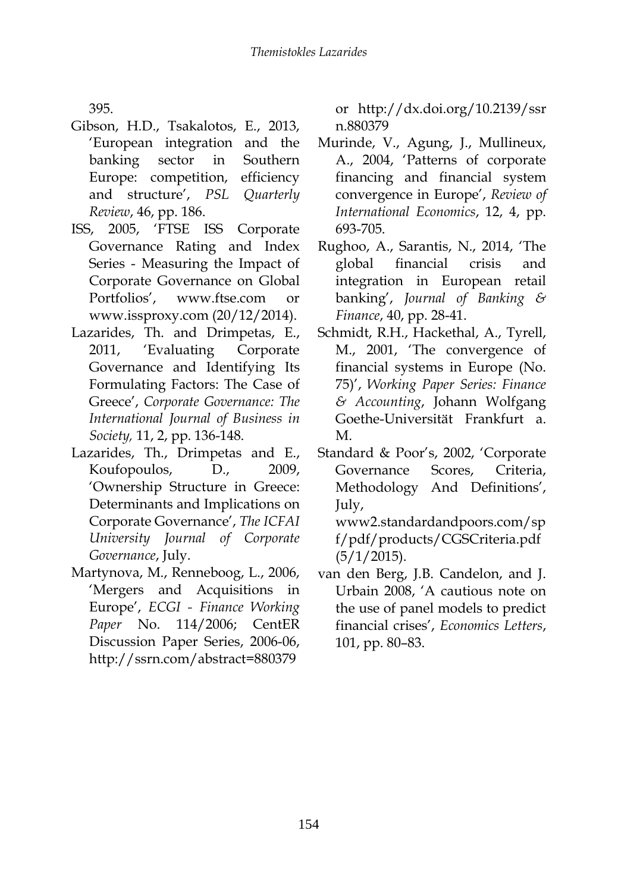395.

Gibson, H.D., Tsakalotos, E., 2013, 'European integration and the banking sector in Southern Europe: competition, efficiency and structure', *PSL Quarterly Review*, 46, pp. 186.

ISS, 2005, 'FTSE ISS Corporate Governance Rating and Index Series - Measuring the Impact of Corporate Governance on Global Portfolios', www.ftse.com or www.issproxy.com (20/12/2014).

Lazarides, Th. and Drimpetas, E., 2011, 'Evaluating Corporate Governance and Identifying Its Formulating Factors: The Case of Greece', *Corporate Governance: The International Journal of Business in Society,* 11, 2, pp. 136-148.

Lazarides, Th., Drimpetas and E., Koufopoulos, D., 2009, 'Ownership Structure in Greece: Determinants and Implications on Corporate Governance', *The ICFAI University Journal of Corporate Governance*, July.

Martynova, M., Renneboog, L., 2006, 'Mergers and Acquisitions in Europe', *ECGI - Finance Working Paper* No. 114/2006; CentER Discussion Paper Series, 2006-06, http://ssrn.com/abstract=880379 or http://dx.doi.org/10.2139/ssrn.880379

Murinde, V., Agung, J., Mullineux, A., 2004, 'Patterns of corporate financing and financial system convergence in Europe', *Review of International Economics*, 12, 4, pp. 693-705.

Rughoo, A., Sarantis, N., 2014, 'The global financial crisis and integration in European retail banking', *Journal of Banking & Finance*, 40, pp. 28-41.

Schmidt, R.H., Hackethal, A., Tyrell, M., 2001, 'The convergence of financial systems in Europe (No. 75)', *Working Paper Series: Finance & Accounting*, Johann Wolfgang Goethe-Universität Frankfurt a. M.

Standard & Poor's, 2002, 'Corporate Governance Scores, Criteria, Methodology And Definitions', July, www2.standardandpoors.com/spf/pdf/products/CGSCriteria.pdf (5/1/2015).

van den Berg, J.B. Candelon, and J. Urbain 2008, 'A cautious note on the use of panel models to predict financial crises', *Economics Letters*, 101, pp. 80–83.